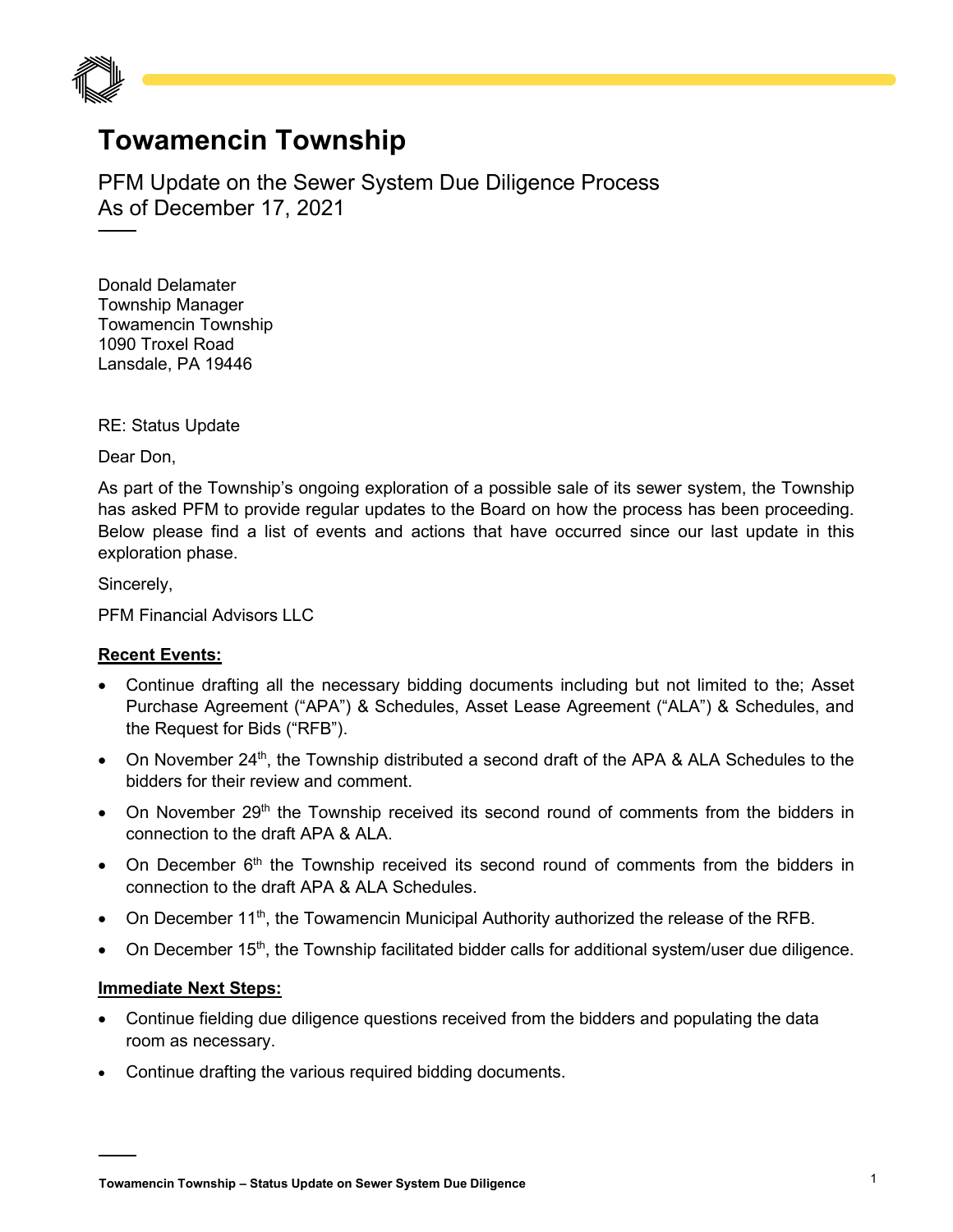# Towamencin Township

PFM Update on the Sewer System Due Diligence Process
As of December 17, 2021

Donald Delamater
Township Manager
Towamencin Township
1090 Troxel Road
Lansdale, PA 19446

RE: Status Update

Dear Don,

As part of the Township's ongoing exploration of a possible sale of its sewer system, the Township has asked PFM to provide regular updates to the Board on how the process has been proceeding. Below please find a list of events and actions that have occurred since our last update in this exploration phase.

Sincerely,

PFM Financial Advisors LLC

**Recent Events:**

- Continue drafting all the necessary bidding documents including but not limited to the; Asset Purchase Agreement ("APA") & Schedules, Asset Lease Agreement ("ALA") & Schedules, and the Request for Bids ("RFB").
- On November 24th, the Township distributed a second draft of the APA & ALA Schedules to the bidders for their review and comment.
- On November 29th the Township received its second round of comments from the bidders in connection to the draft APA & ALA.
- On December 6th the Township received its second round of comments from the bidders in connection to the draft APA & ALA Schedules.
- On December 11th, the Towamencin Municipal Authority authorized the release of the RFB.
- On December 15th, the Township facilitated bidder calls for additional system/user due diligence.

**Immediate Next Steps:**

- Continue fielding due diligence questions received from the bidders and populating the data room as necessary.
- Continue drafting the various required bidding documents.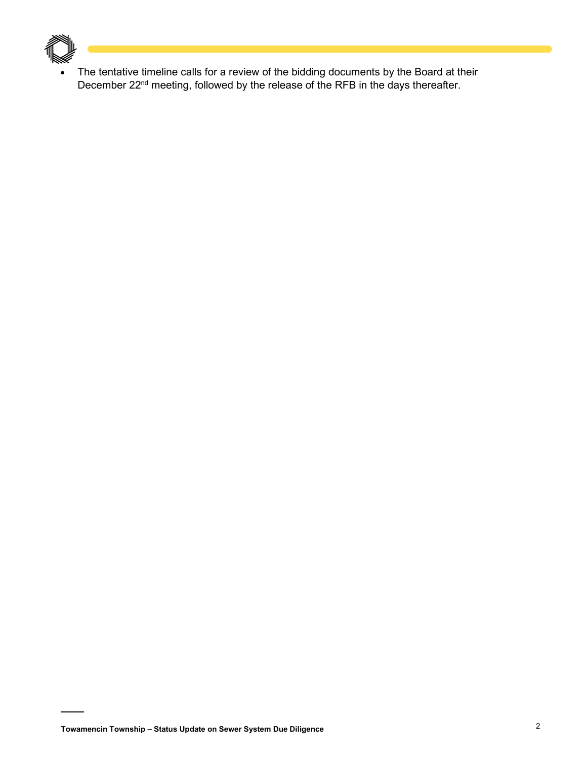- The tentative timeline calls for a review of the bidding documents by the Board at their December 22nd meeting, followed by the release of the RFB in the days thereafter.